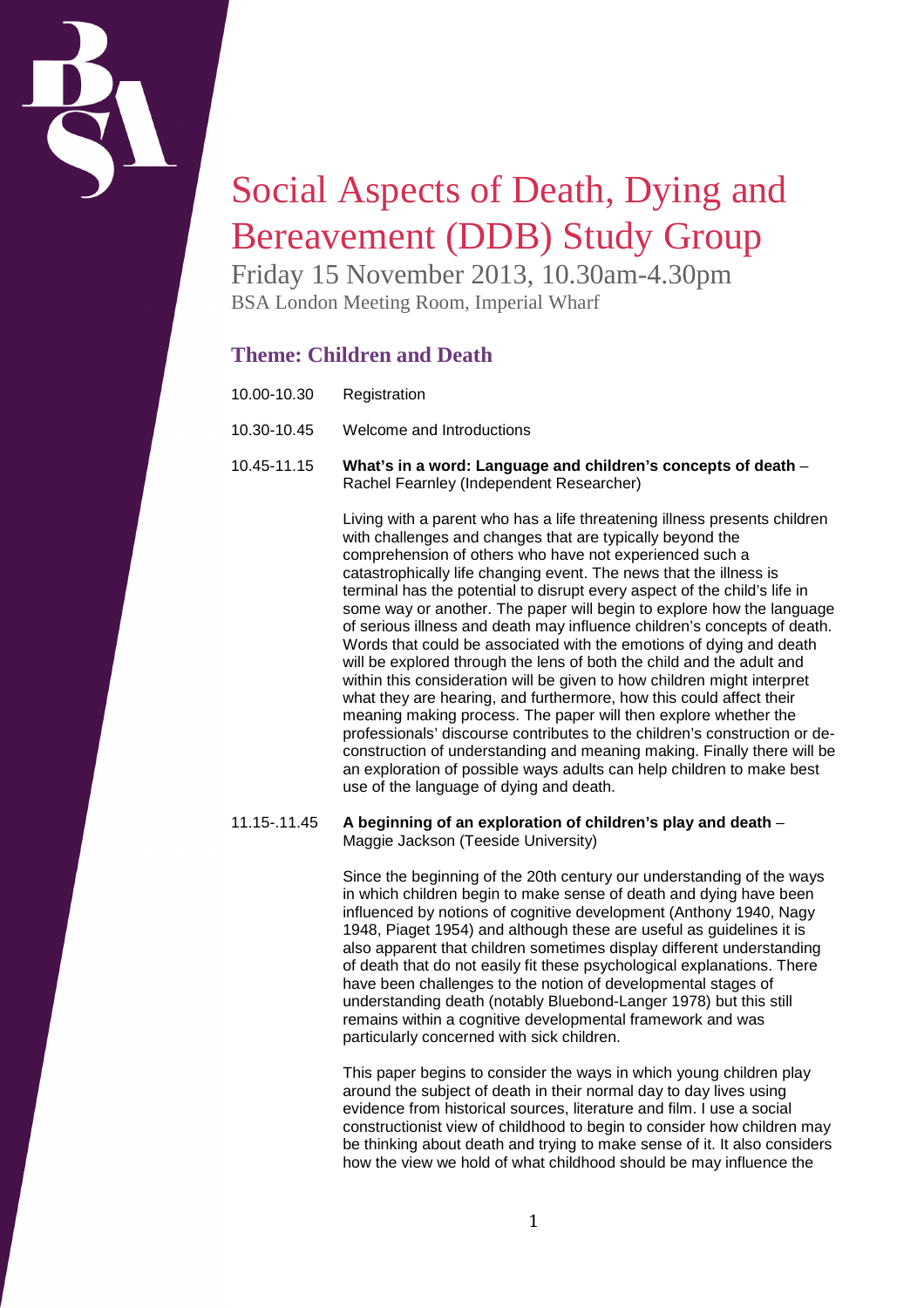# Social Aspects of Death, Dying and Bereavement (DDB) Study Group

Friday 15 November 2013, 10.30am-4.30pm

BSA London Meeting Room, Imperial Wharf

## Theme: Children and Death

10.00-10.30 Registration

10.30-10.45 Welcome and Introductions

10.45-11.15 **What's in a word: Language and children's concepts of death** – Rachel Fearnley (Independent Researcher)

Living with a parent who has a life threatening illness presents children with challenges and changes that are typically beyond the comprehension of others who have not experienced such a catastrophically life changing event. The news that the illness is terminal has the potential to disrupt every aspect of the child's life in some way or another. The paper will begin to explore how the language of serious illness and death may influence children's concepts of death. Words that could be associated with the emotions of dying and death will be explored through the lens of both the child and the adult and within this consideration will be given to how children might interpret what they are hearing, and furthermore, how this could affect their meaning making process. The paper will then explore whether the professionals' discourse contributes to the children's construction or de-construction of understanding and meaning making. Finally there will be an exploration of possible ways adults can help children to make best use of the language of dying and death.

11.15-.11.45 **A beginning of an exploration of children's play and death** – Maggie Jackson (Teeside University)

Since the beginning of the 20th century our understanding of the ways in which children begin to make sense of death and dying have been influenced by notions of cognitive development (Anthony 1940, Nagy 1948, Piaget 1954) and although these are useful as guidelines it is also apparent that children sometimes display different understanding of death that do not easily fit these psychological explanations. There have been challenges to the notion of developmental stages of understanding death (notably Bluebond-Langer 1978) but this still remains within a cognitive developmental framework and was particularly concerned with sick children.

This paper begins to consider the ways in which young children play around the subject of death in their normal day to day lives using evidence from historical sources, literature and film. I use a social constructionist view of childhood to begin to consider how children may be thinking about death and trying to make sense of it. It also considers how the view we hold of what childhood should be may influence the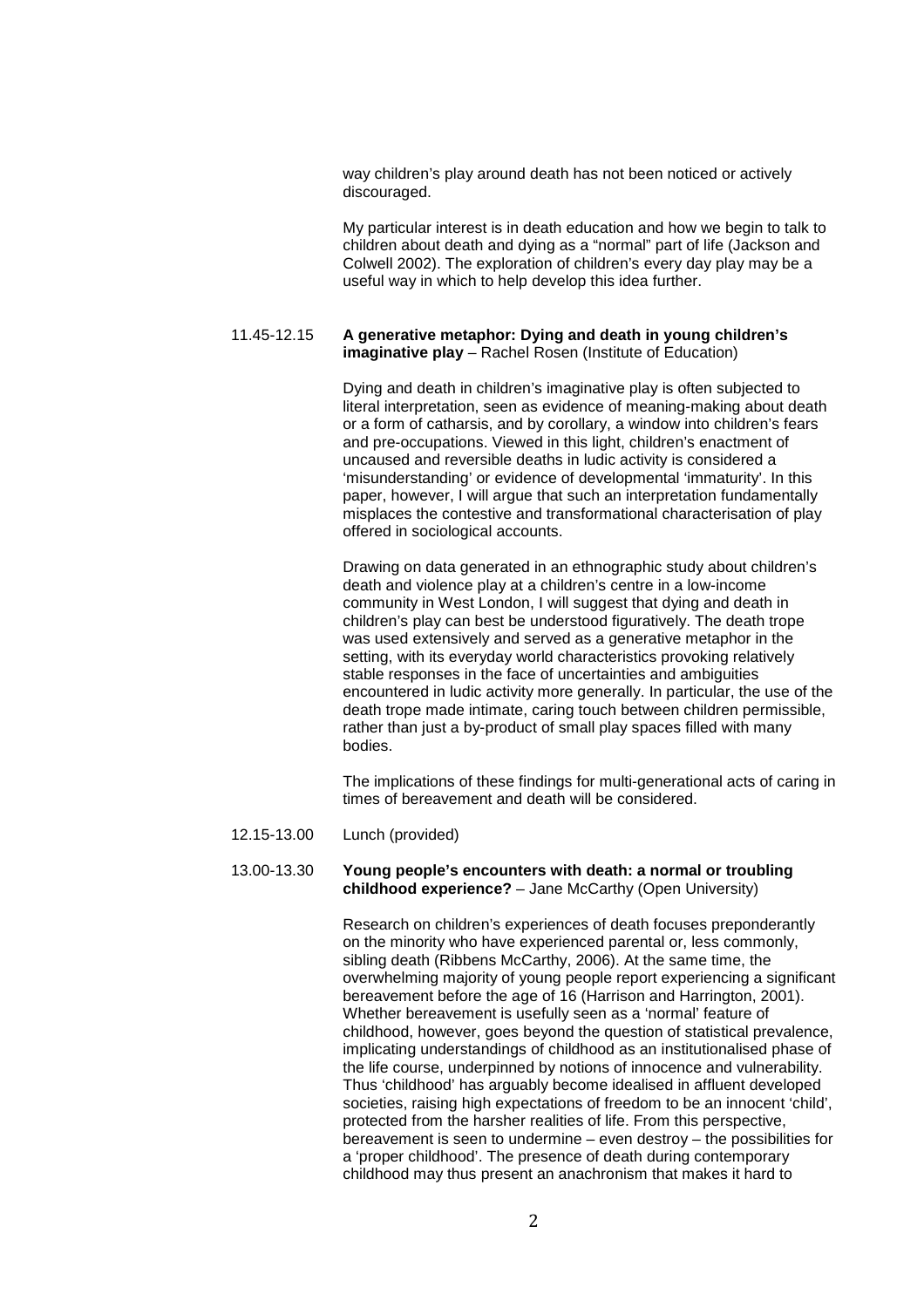way children's play around death has not been noticed or actively discouraged.

My particular interest is in death education and how we begin to talk to children about death and dying as a "normal" part of life (Jackson and Colwell 2002). The exploration of children's every day play may be a useful way in which to help develop this idea further.

11.45-12.15 **A generative metaphor: Dying and death in young children's imaginative play** – Rachel Rosen (Institute of Education)

Dying and death in children's imaginative play is often subjected to literal interpretation, seen as evidence of meaning-making about death or a form of catharsis, and by corollary, a window into children's fears and pre-occupations. Viewed in this light, children's enactment of uncaused and reversible deaths in ludic activity is considered a 'misunderstanding' or evidence of developmental 'immaturity'. In this paper, however, I will argue that such an interpretation fundamentally misplaces the contestive and transformational characterisation of play offered in sociological accounts.

Drawing on data generated in an ethnographic study about children's death and violence play at a children's centre in a low-income community in West London, I will suggest that dying and death in children's play can best be understood figuratively. The death trope was used extensively and served as a generative metaphor in the setting, with its everyday world characteristics provoking relatively stable responses in the face of uncertainties and ambiguities encountered in ludic activity more generally. In particular, the use of the death trope made intimate, caring touch between children permissible, rather than just a by-product of small play spaces filled with many bodies.

The implications of these findings for multi-generational acts of caring in times of bereavement and death will be considered.

12.15-13.00 Lunch (provided)

13.00-13.30 **Young people's encounters with death: a normal or troubling childhood experience?** – Jane McCarthy (Open University)

Research on children's experiences of death focuses preponderantly on the minority who have experienced parental or, less commonly, sibling death (Ribbens McCarthy, 2006). At the same time, the overwhelming majority of young people report experiencing a significant bereavement before the age of 16 (Harrison and Harrington, 2001). Whether bereavement is usefully seen as a 'normal' feature of childhood, however, goes beyond the question of statistical prevalence, implicating understandings of childhood as an institutionalised phase of the life course, underpinned by notions of innocence and vulnerability. Thus 'childhood' has arguably become idealised in affluent developed societies, raising high expectations of freedom to be an innocent 'child', protected from the harsher realities of life. From this perspective, bereavement is seen to undermine – even destroy – the possibilities for a 'proper childhood'. The presence of death during contemporary childhood may thus present an anachronism that makes it hard to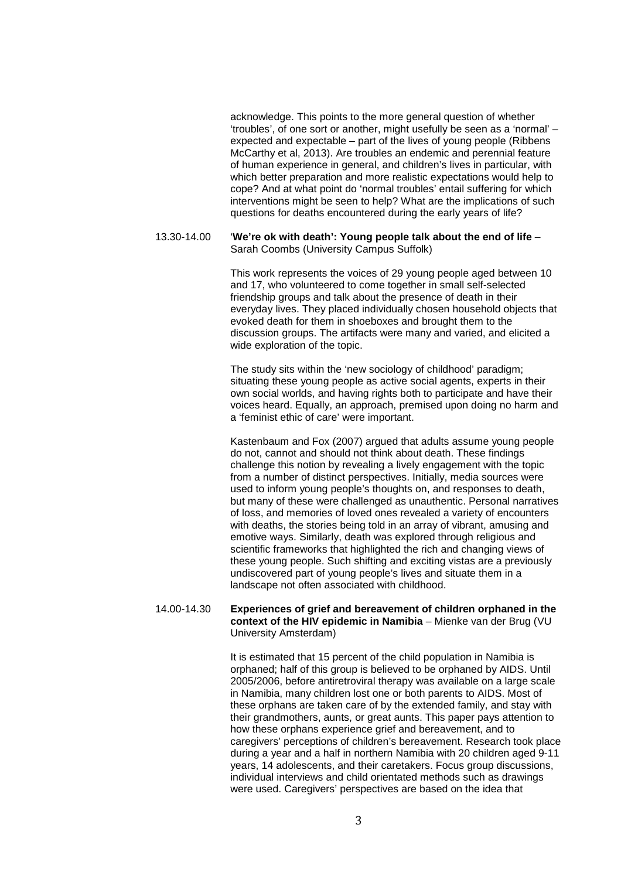acknowledge. This points to the more general question of whether 'troubles', of one sort or another, might usefully be seen as a 'normal' – expected and expectable – part of the lives of young people (Ribbens McCarthy et al, 2013). Are troubles an endemic and perennial feature of human experience in general, and children's lives in particular, with which better preparation and more realistic expectations would help to cope? And at what point do 'normal troubles' entail suffering for which interventions might be seen to help? What are the implications of such questions for deaths encountered during the early years of life?

13.30-14.00 **'We're ok with death': Young people talk about the end of life** – Sarah Coombs (University Campus Suffolk)

This work represents the voices of 29 young people aged between 10 and 17, who volunteered to come together in small self-selected friendship groups and talk about the presence of death in their everyday lives. They placed individually chosen household objects that evoked death for them in shoeboxes and brought them to the discussion groups. The artifacts were many and varied, and elicited a wide exploration of the topic.

The study sits within the 'new sociology of childhood' paradigm; situating these young people as active social agents, experts in their own social worlds, and having rights both to participate and have their voices heard. Equally, an approach, premised upon doing no harm and a 'feminist ethic of care' were important.

Kastenbaum and Fox (2007) argued that adults assume young people do not, cannot and should not think about death. These findings challenge this notion by revealing a lively engagement with the topic from a number of distinct perspectives. Initially, media sources were used to inform young people's thoughts on, and responses to death, but many of these were challenged as unauthentic. Personal narratives of loss, and memories of loved ones revealed a variety of encounters with deaths, the stories being told in an array of vibrant, amusing and emotive ways. Similarly, death was explored through religious and scientific frameworks that highlighted the rich and changing views of these young people. Such shifting and exciting vistas are a previously undiscovered part of young people's lives and situate them in a landscape not often associated with childhood.

14.00-14.30 **Experiences of grief and bereavement of children orphaned in the context of the HIV epidemic in Namibia** – Mienke van der Brug (VU University Amsterdam)

It is estimated that 15 percent of the child population in Namibia is orphaned; half of this group is believed to be orphaned by AIDS. Until 2005/2006, before antiretroviral therapy was available on a large scale in Namibia, many children lost one or both parents to AIDS. Most of these orphans are taken care of by the extended family, and stay with their grandmothers, aunts, or great aunts. This paper pays attention to how these orphans experience grief and bereavement, and to caregivers' perceptions of children's bereavement. Research took place during a year and a half in northern Namibia with 20 children aged 9-11 years, 14 adolescents, and their caretakers. Focus group discussions, individual interviews and child orientated methods such as drawings were used. Caregivers' perspectives are based on the idea that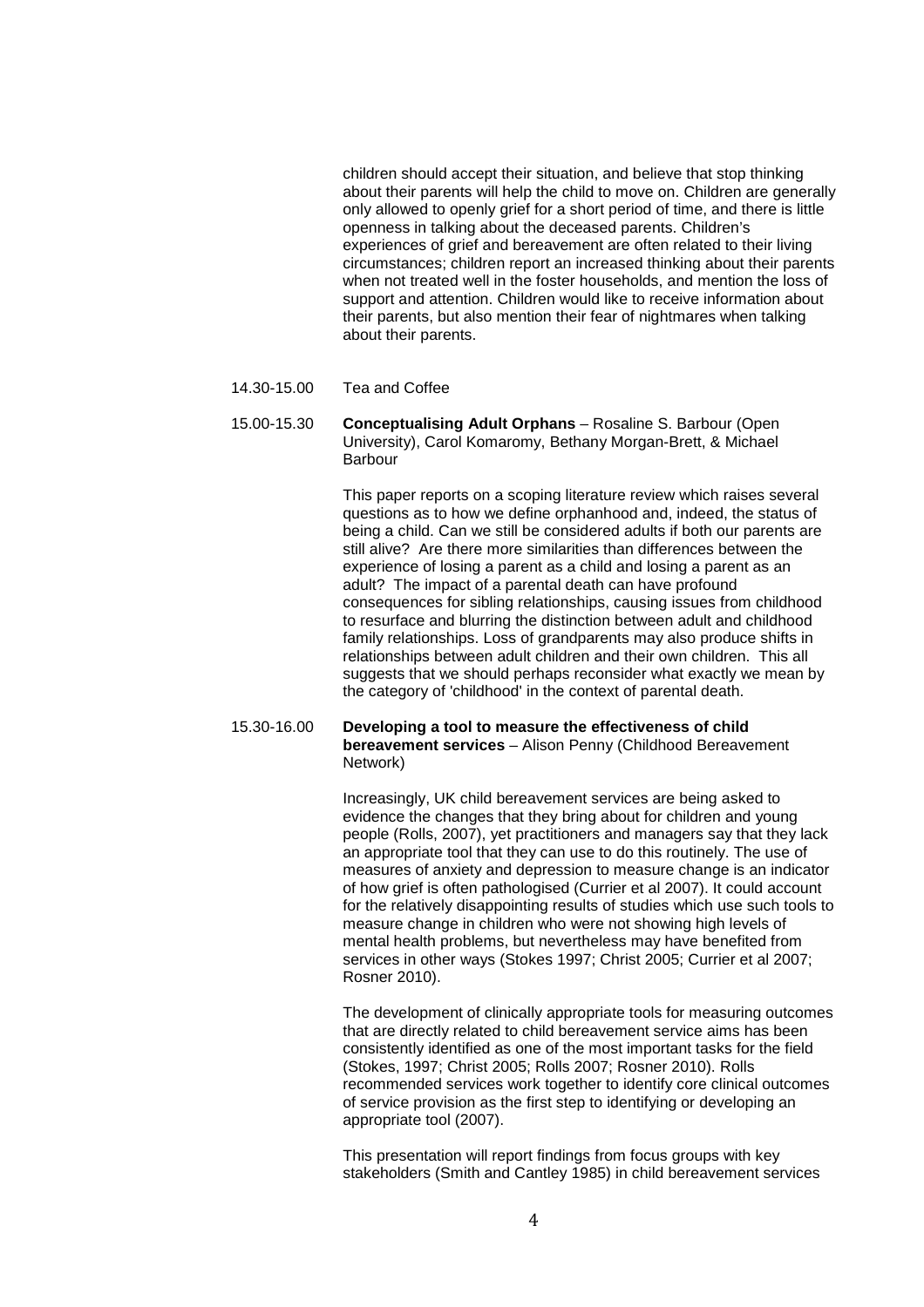children should accept their situation, and believe that stop thinking about their parents will help the child to move on. Children are generally only allowed to openly grief for a short period of time, and there is little openness in talking about the deceased parents. Children's experiences of grief and bereavement are often related to their living circumstances; children report an increased thinking about their parents when not treated well in the foster households, and mention the loss of support and attention. Children would like to receive information about their parents, but also mention their fear of nightmares when talking about their parents.

14.30-15.00 Tea and Coffee

15.00-15.30 **Conceptualising Adult Orphans** – Rosaline S. Barbour (Open University), Carol Komaromy, Bethany Morgan-Brett, & Michael Barbour

This paper reports on a scoping literature review which raises several questions as to how we define orphanhood and, indeed, the status of being a child. Can we still be considered adults if both our parents are still alive? Are there more similarities than differences between the experience of losing a parent as a child and losing a parent as an adult? The impact of a parental death can have profound consequences for sibling relationships, causing issues from childhood to resurface and blurring the distinction between adult and childhood family relationships. Loss of grandparents may also produce shifts in relationships between adult children and their own children. This all suggests that we should perhaps reconsider what exactly we mean by the category of 'childhood' in the context of parental death.

15.30-16.00 **Developing a tool to measure the effectiveness of child bereavement services** – Alison Penny (Childhood Bereavement Network)

Increasingly, UK child bereavement services are being asked to evidence the changes that they bring about for children and young people (Rolls, 2007), yet practitioners and managers say that they lack an appropriate tool that they can use to do this routinely. The use of measures of anxiety and depression to measure change is an indicator of how grief is often pathologised (Currier et al 2007). It could account for the relatively disappointing results of studies which use such tools to measure change in children who were not showing high levels of mental health problems, but nevertheless may have benefited from services in other ways (Stokes 1997; Christ 2005; Currier et al 2007; Rosner 2010).

The development of clinically appropriate tools for measuring outcomes that are directly related to child bereavement service aims has been consistently identified as one of the most important tasks for the field (Stokes, 1997; Christ 2005; Rolls 2007; Rosner 2010). Rolls recommended services work together to identify core clinical outcomes of service provision as the first step to identifying or developing an appropriate tool (2007).

This presentation will report findings from focus groups with key stakeholders (Smith and Cantley 1985) in child bereavement services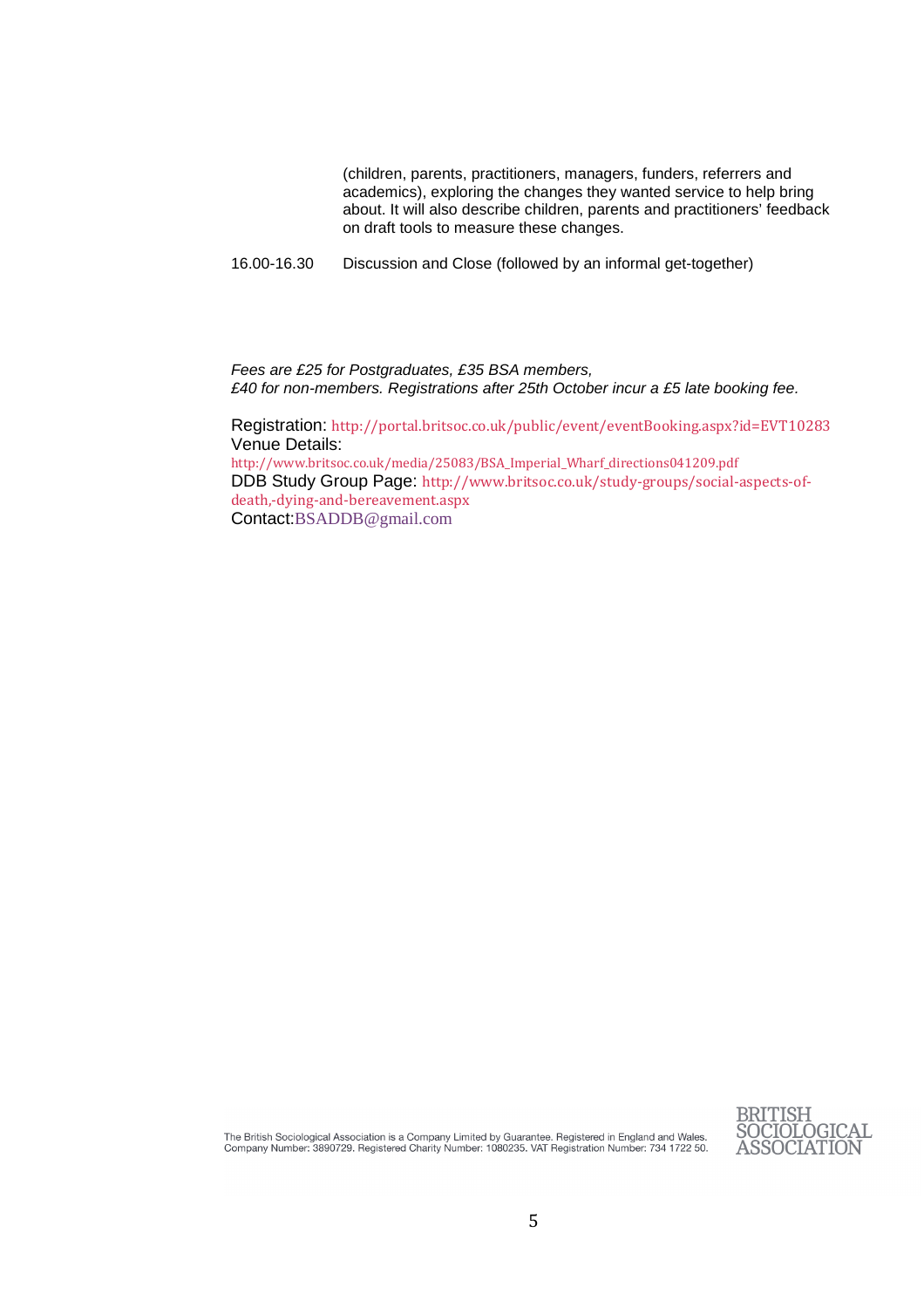(children, parents, practitioners, managers, funders, referrers and academics), exploring the changes they wanted service to help bring about. It will also describe children, parents and practitioners' feedback on draft tools to measure these changes.

16.00-16.30 Discussion and Close (followed by an informal get-together)

*Fees are £25 for Postgraduates, £35 BSA members, £40 for non-members. Registrations after 25th October incur a £5 late booking fee.*

Registration: http://portal.britsoc.co.uk/public/event/eventBooking.aspx?id=EVT10283
Venue Details:
http://www.britsoc.co.uk/media/25083/BSA_Imperial_Wharf_directions041209.pdf
DDB Study Group Page: http://www.britsoc.co.uk/study-groups/social-aspects-of-death,-dying-and-bereavement.aspx
Contact:BSADDB@gmail.com

The British Sociological Association is a Company Limited by Guarantee. Registered in England and Wales. Company Number: 3890729. Registered Charity Number: 1080235. VAT Registration Number: 734 1722 50.

BRITISH SOCIOLOGICAL ASSOCIATION